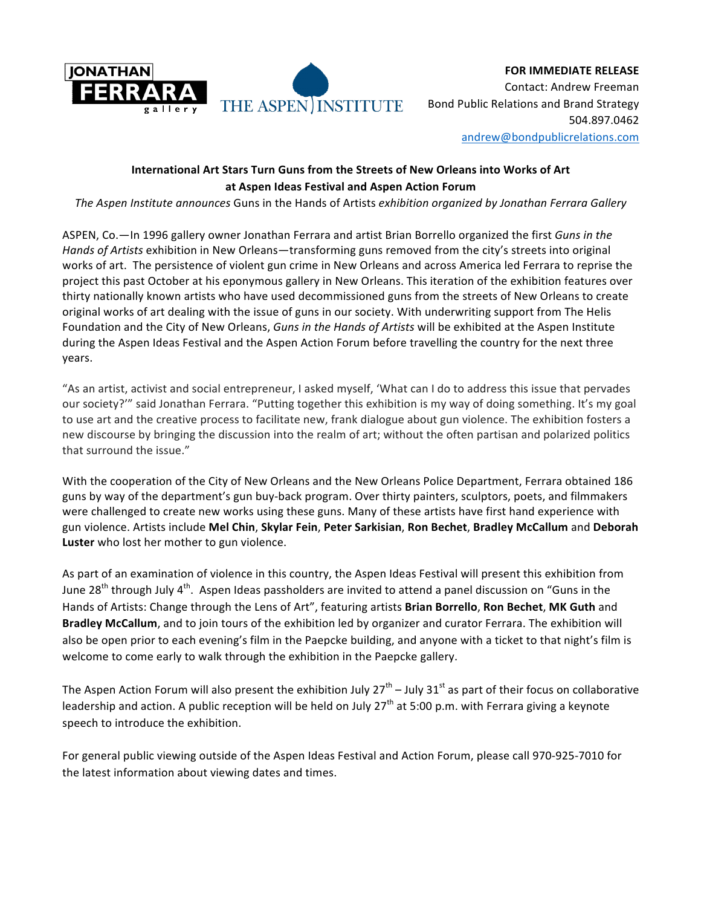**JONATHAN FERRARA gallery** | **THE ASPEN INSTITUTE**

**FOR IMMEDIATE RELEASE**
Contact: Andrew Freeman
Bond Public Relations and Brand Strategy
504.897.0462
andrew@bondpublicrelations.com

**International Art Stars Turn Guns from the Streets of New Orleans into Works of Art at Aspen Ideas Festival and Aspen Action Forum**

*The Aspen Institute announces* Guns in the Hands of Artists *exhibition organized by Jonathan Ferrara Gallery*

ASPEN, Co.—In 1996 gallery owner Jonathan Ferrara and artist Brian Borrello organized the first *Guns in the Hands of Artists* exhibition in New Orleans—transforming guns removed from the city's streets into original works of art. The persistence of violent gun crime in New Orleans and across America led Ferrara to reprise the project this past October at his eponymous gallery in New Orleans. This iteration of the exhibition features over thirty nationally known artists who have used decommissioned guns from the streets of New Orleans to create original works of art dealing with the issue of guns in our society. With underwriting support from The Helis Foundation and the City of New Orleans, *Guns in the Hands of Artists* will be exhibited at the Aspen Institute during the Aspen Ideas Festival and the Aspen Action Forum before travelling the country for the next three years.

"As an artist, activist and social entrepreneur, I asked myself, 'What can I do to address this issue that pervades our society?'" said Jonathan Ferrara. "Putting together this exhibition is my way of doing something. It's my goal to use art and the creative process to facilitate new, frank dialogue about gun violence. The exhibition fosters a new discourse by bringing the discussion into the realm of art; without the often partisan and polarized politics that surround the issue."

With the cooperation of the City of New Orleans and the New Orleans Police Department, Ferrara obtained 186 guns by way of the department's gun buy-back program. Over thirty painters, sculptors, poets, and filmmakers were challenged to create new works using these guns. Many of these artists have first hand experience with gun violence. Artists include **Mel Chin**, **Skylar Fein**, **Peter Sarkisian**, **Ron Bechet**, **Bradley McCallum** and **Deborah Luster** who lost her mother to gun violence.

As part of an examination of violence in this country, the Aspen Ideas Festival will present this exhibition from June 28th through July 4th. Aspen Ideas passholders are invited to attend a panel discussion on "Guns in the Hands of Artists: Change through the Lens of Art", featuring artists **Brian Borrello**, **Ron Bechet**, **MK Guth** and **Bradley McCallum**, and to join tours of the exhibition led by organizer and curator Ferrara. The exhibition will also be open prior to each evening's film in the Paepcke building, and anyone with a ticket to that night's film is welcome to come early to walk through the exhibition in the Paepcke gallery.

The Aspen Action Forum will also present the exhibition July 27th – July 31st as part of their focus on collaborative leadership and action. A public reception will be held on July 27th at 5:00 p.m. with Ferrara giving a keynote speech to introduce the exhibition.

For general public viewing outside of the Aspen Ideas Festival and Action Forum, please call 970-925-7010 for the latest information about viewing dates and times.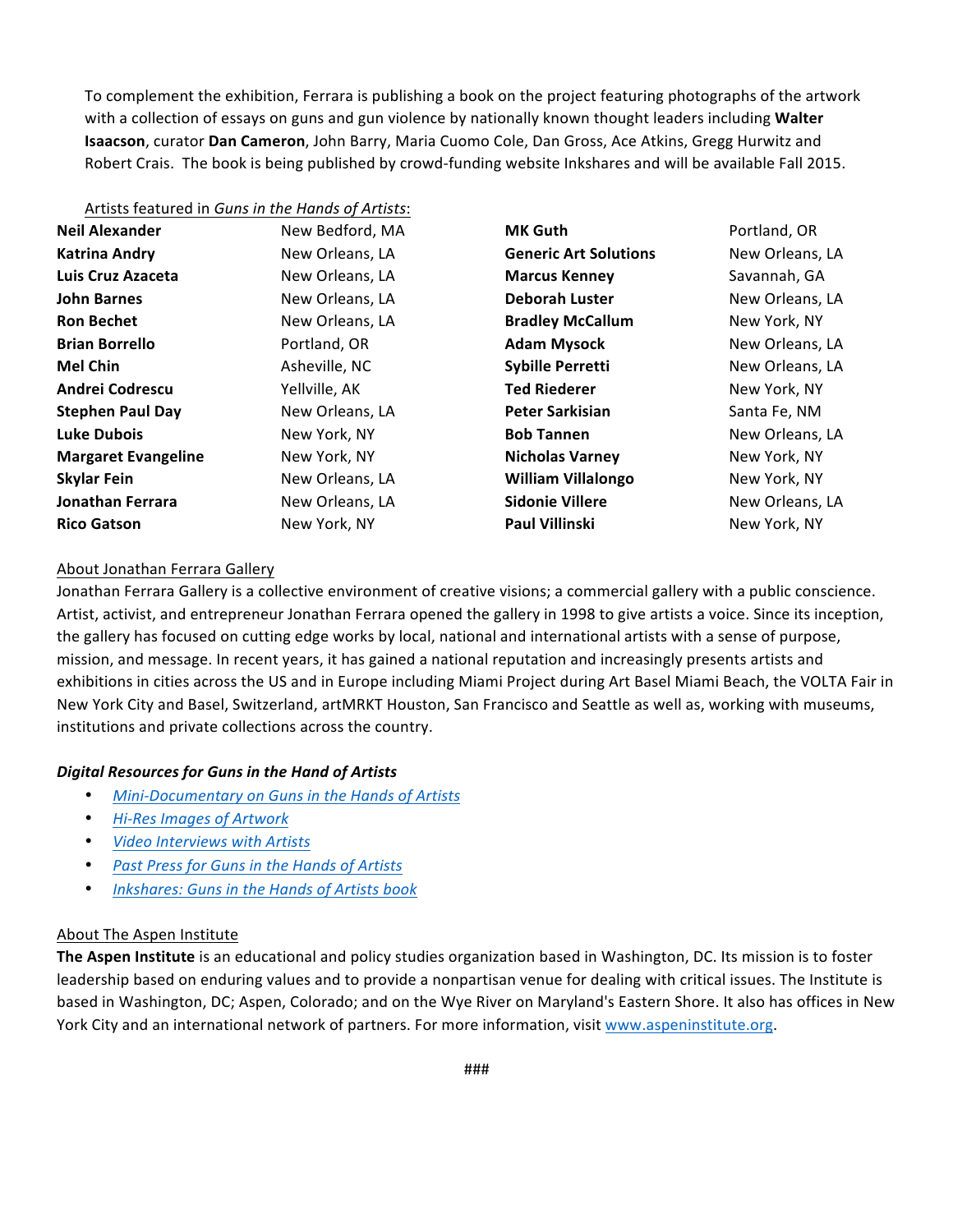To complement the exhibition, Ferrara is publishing a book on the project featuring photographs of the artwork with a collection of essays on guns and gun violence by nationally known thought leaders including **Walter Isaacson**, curator **Dan Cameron**, John Barry, Maria Cuomo Cole, Dan Gross, Ace Atkins, Gregg Hurwitz and Robert Crais. The book is being published by crowd-funding website Inkshares and will be available Fall 2015.

Artists featured in *Guns in the Hands of Artists*:

| | | | |
|---|---|---|---|
| **Neil Alexander** | New Bedford, MA | **MK Guth** | Portland, OR |
| **Katrina Andry** | New Orleans, LA | **Generic Art Solutions** | New Orleans, LA |
| **Luis Cruz Azaceta** | New Orleans, LA | **Marcus Kenney** | Savannah, GA |
| **John Barnes** | New Orleans, LA | **Deborah Luster** | New Orleans, LA |
| **Ron Bechet** | New Orleans, LA | **Bradley McCallum** | New York, NY |
| **Brian Borrello** | Portland, OR | **Adam Mysock** | New Orleans, LA |
| **Mel Chin** | Asheville, NC | **Sybille Perretti** | New Orleans, LA |
| **Andrei Codrescu** | Yellville, AK | **Ted Riederer** | New York, NY |
| **Stephen Paul Day** | New Orleans, LA | **Peter Sarkisian** | Santa Fe, NM |
| **Luke Dubois** | New York, NY | **Bob Tannen** | New Orleans, LA |
| **Margaret Evangeline** | New York, NY | **Nicholas Varney** | New York, NY |
| **Skylar Fein** | New Orleans, LA | **William Villalongo** | New York, NY |
| **Jonathan Ferrara** | New Orleans, LA | **Sidonie Villere** | New Orleans, LA |
| **Rico Gatson** | New York, NY | **Paul Villinski** | New York, NY |

About Jonathan Ferrara Gallery

Jonathan Ferrara Gallery is a collective environment of creative visions; a commercial gallery with a public conscience. Artist, activist, and entrepreneur Jonathan Ferrara opened the gallery in 1998 to give artists a voice. Since its inception, the gallery has focused on cutting edge works by local, national and international artists with a sense of purpose, mission, and message. In recent years, it has gained a national reputation and increasingly presents artists and exhibitions in cities across the US and in Europe including Miami Project during Art Basel Miami Beach, the VOLTA Fair in New York City and Basel, Switzerland, artMRKT Houston, San Francisco and Seattle as well as, working with museums, institutions and private collections across the country.

***Digital Resources for Guns in the Hand of Artists***

- *Mini-Documentary on Guns in the Hands of Artists*
- *Hi-Res Images of Artwork*
- *Video Interviews with Artists*
- *Past Press for Guns in the Hands of Artists*
- *Inkshares: Guns in the Hands of Artists book*

About The Aspen Institute

**The Aspen Institute** is an educational and policy studies organization based in Washington, DC. Its mission is to foster leadership based on enduring values and to provide a nonpartisan venue for dealing with critical issues. The Institute is based in Washington, DC; Aspen, Colorado; and on the Wye River on Maryland's Eastern Shore. It also has offices in New York City and an international network of partners. For more information, visit www.aspeninstitute.org.

###